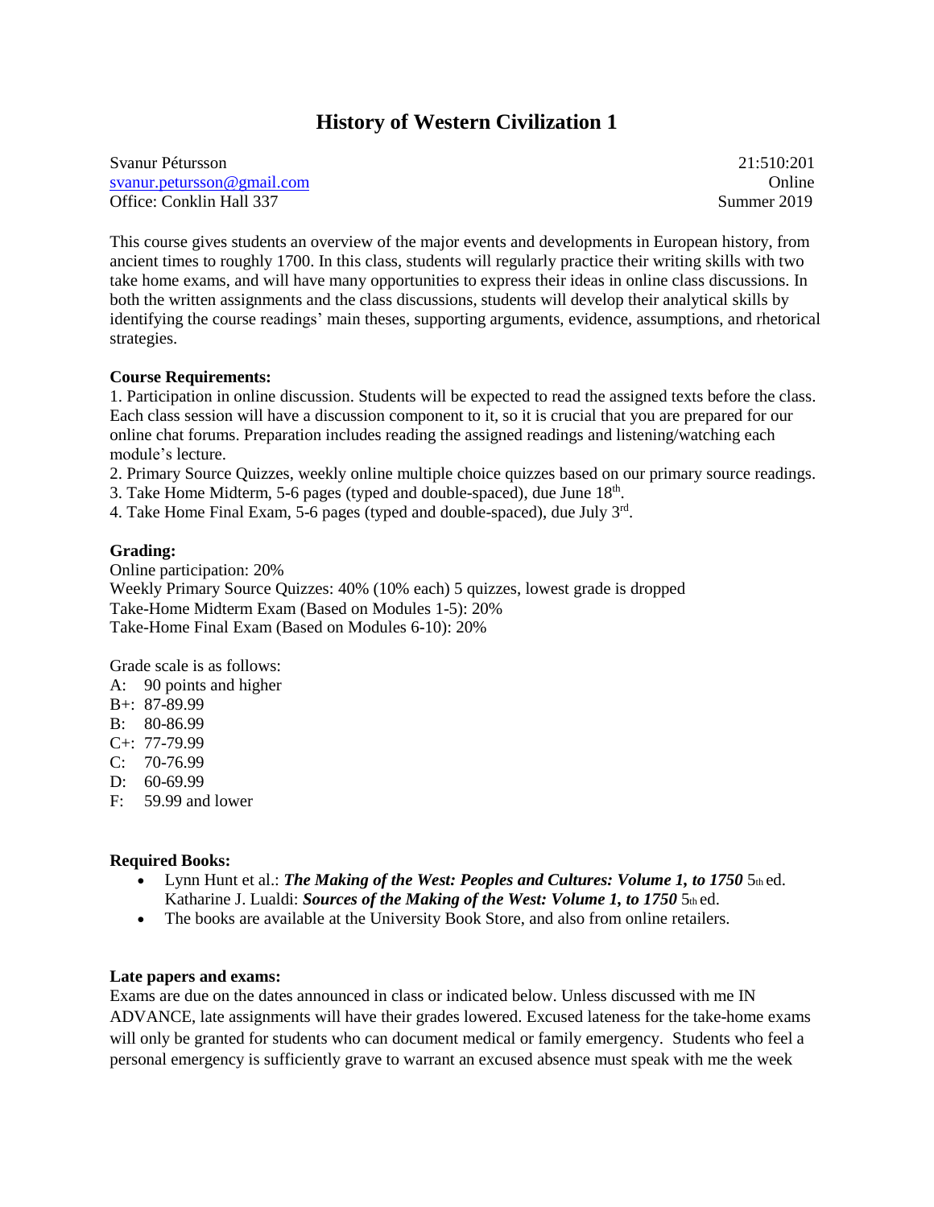# History of Western Civilization 1

Svanur Pétursson  
svanur.petursson@gmail.com  
Office: Conklin Hall 337

21:510:201  
Online  
Summer 2019

This course gives students an overview of the major events and developments in European history, from ancient times to roughly 1700. In this class, students will regularly practice their writing skills with two take home exams, and will have many opportunities to express their ideas in online class discussions. In both the written assignments and the class discussions, students will develop their analytical skills by identifying the course readings' main theses, supporting arguments, evidence, assumptions, and rhetorical strategies.

**Course Requirements:**

1. Participation in online discussion. Students will be expected to read the assigned texts before the class. Each class session will have a discussion component to it, so it is crucial that you are prepared for our online chat forums. Preparation includes reading the assigned readings and listening/watching each module's lecture.
2. Primary Source Quizzes, weekly online multiple choice quizzes based on our primary source readings.
3. Take Home Midterm, 5-6 pages (typed and double-spaced), due June 18th.
4. Take Home Final Exam, 5-6 pages (typed and double-spaced), due July 3rd.

**Grading:**

Online participation: 20%  
Weekly Primary Source Quizzes: 40% (10% each) 5 quizzes, lowest grade is dropped  
Take-Home Midterm Exam (Based on Modules 1-5): 20%  
Take-Home Final Exam (Based on Modules 6-10): 20%

Grade scale is as follows:  
A: 90 points and higher  
B+: 87-89.99  
B: 80-86.99  
C+: 77-79.99  
C: 70-76.99  
D: 60-69.99  
F: 59.99 and lower

**Required Books:**

- Lynn Hunt et al.: ***The Making of the West: Peoples and Cultures: Volume 1, to 1750*** 5th ed.  
  Katharine J. Lualdi: ***Sources of the Making of the West: Volume 1, to 1750*** 5th ed.
- The books are available at the University Book Store, and also from online retailers.

**Late papers and exams:**

Exams are due on the dates announced in class or indicated below. Unless discussed with me IN ADVANCE, late assignments will have their grades lowered. Excused lateness for the take-home exams will only be granted for students who can document medical or family emergency. Students who feel a personal emergency is sufficiently grave to warrant an excused absence must speak with me the week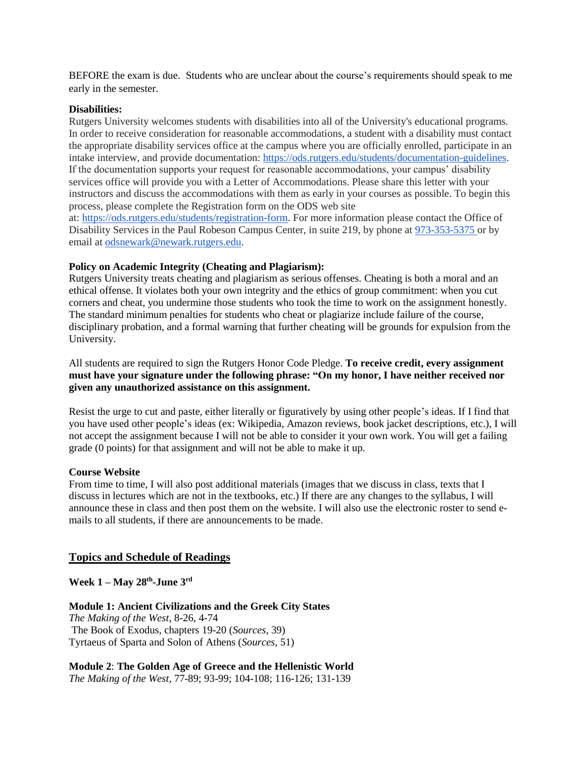BEFORE the exam is due. Students who are unclear about the course's requirements should speak to me early in the semester.

**Disabilities:**
Rutgers University welcomes students with disabilities into all of the University's educational programs. In order to receive consideration for reasonable accommodations, a student with a disability must contact the appropriate disability services office at the campus where you are officially enrolled, participate in an intake interview, and provide documentation: https://ods.rutgers.edu/students/documentation-guidelines. If the documentation supports your request for reasonable accommodations, your campus' disability services office will provide you with a Letter of Accommodations. Please share this letter with your instructors and discuss the accommodations with them as early in your courses as possible. To begin this process, please complete the Registration form on the ODS web site at: https://ods.rutgers.edu/students/registration-form. For more information please contact the Office of Disability Services in the Paul Robeson Campus Center, in suite 219, by phone at 973-353-5375 or by email at odsnewark@newark.rutgers.edu.

**Policy on Academic Integrity (Cheating and Plagiarism):**
Rutgers University treats cheating and plagiarism as serious offenses. Cheating is both a moral and an ethical offense. It violates both your own integrity and the ethics of group commitment: when you cut corners and cheat, you undermine those students who took the time to work on the assignment honestly. The standard minimum penalties for students who cheat or plagiarize include failure of the course, disciplinary probation, and a formal warning that further cheating will be grounds for expulsion from the University.

All students are required to sign the Rutgers Honor Code Pledge. **To receive credit, every assignment must have your signature under the following phrase: "On my honor, I have neither received nor given any unauthorized assistance on this assignment.**

Resist the urge to cut and paste, either literally or figuratively by using other people's ideas. If I find that you have used other people's ideas (ex: Wikipedia, Amazon reviews, book jacket descriptions, etc.), I will not accept the assignment because I will not be able to consider it your own work. You will get a failing grade (0 points) for that assignment and will not be able to make it up.

**Course Website**
From time to time, I will also post additional materials (images that we discuss in class, texts that I discuss in lectures which are not in the textbooks, etc.) If there are any changes to the syllabus, I will announce these in class and then post them on the website. I will also use the electronic roster to send e-mails to all students, if there are announcements to be made.

## Topics and Schedule of Readings

### Week 1 – May 28th-June 3rd

**Module 1: Ancient Civilizations and the Greek City States**
*The Making of the West*, 8-26, 4-74
The Book of Exodus, chapters 19-20 (*Sources*, 39)
Tyrtaeus of Sparta and Solon of Athens (*Sources*, 51)

**Module 2**: **The Golden Age of Greece and the Hellenistic World**
*The Making of the West*, 77-89; 93-99; 104-108; 116-126; 131-139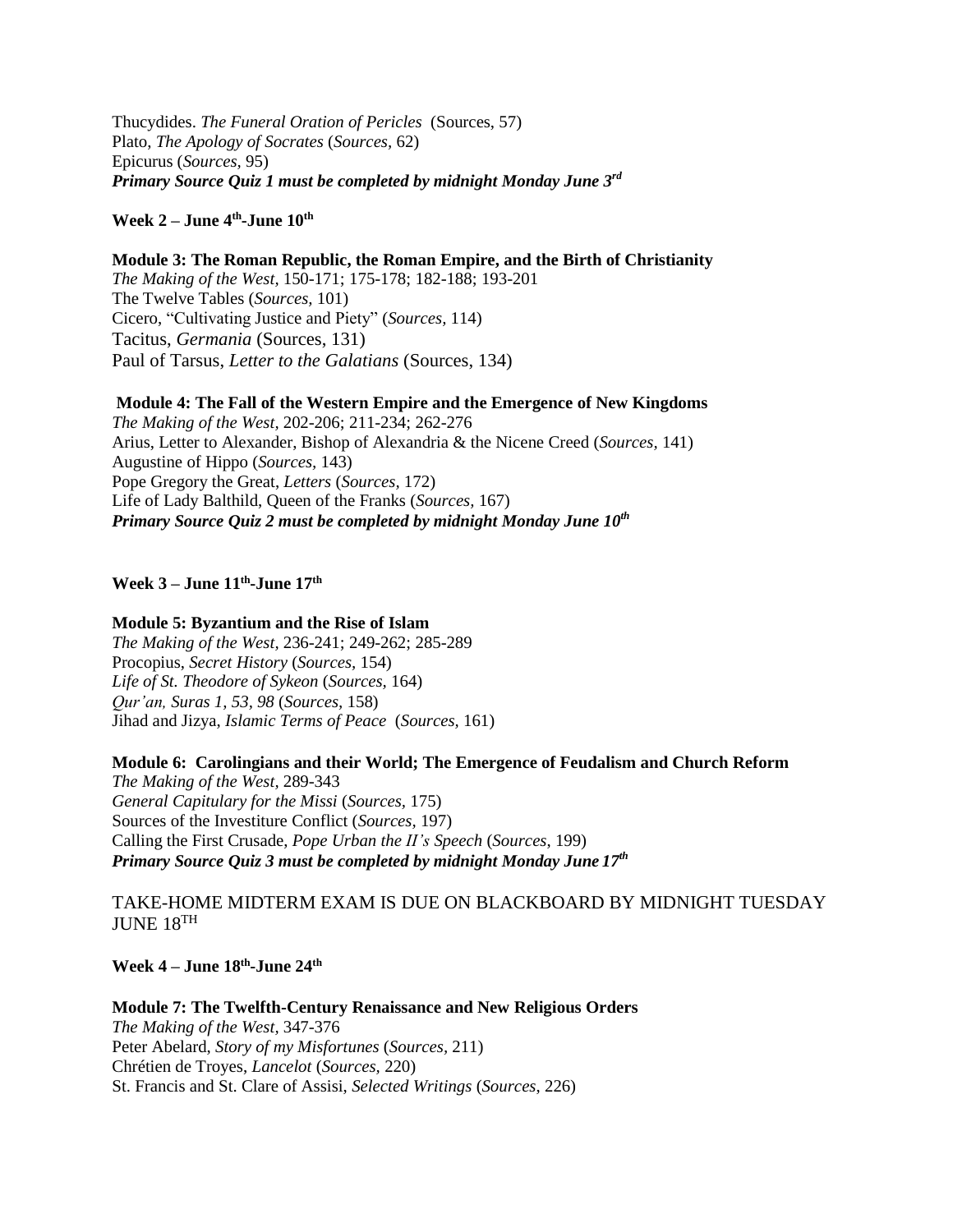Thucydides. *The Funeral Oration of Pericles* (Sources, 57)
Plato, *The Apology of Socrates* (*Sources*, 62)
Epicurus (*Sources*, 95)
***Primary Source Quiz 1 must be completed by midnight Monday June 3rd***

**Week 2 – June 4th-June 10th**

**Module 3: The Roman Republic, the Roman Empire, and the Birth of Christianity**
*The Making of the West*, 150-171; 175-178; 182-188; 193-201
The Twelve Tables (*Sources*, 101)
Cicero, "Cultivating Justice and Piety" (*Sources*, 114)
Tacitus, *Germania* (Sources, 131)
Paul of Tarsus, *Letter to the Galatians* (Sources, 134)

**Module 4: The Fall of the Western Empire and the Emergence of New Kingdoms**
*The Making of the West*, 202-206; 211-234; 262-276
Arius, Letter to Alexander, Bishop of Alexandria & the Nicene Creed (*Sources*, 141)
Augustine of Hippo (*Sources*, 143)
Pope Gregory the Great, *Letters* (*Sources*, 172)
Life of Lady Balthild, Queen of the Franks (*Sources*, 167)
***Primary Source Quiz 2 must be completed by midnight Monday June 10th***

**Week 3 – June 11th-June 17th**

**Module 5: Byzantium and the Rise of Islam**
*The Making of the West*, 236-241; 249-262; 285-289
Procopius, *Secret History* (*Sources*, 154)
*Life of St. Theodore of Sykeon* (*Sources*, 164)
*Qur'an, Suras 1, 53, 98* (*Sources*, 158)
Jihad and Jizya, *Islamic Terms of Peace* (*Sources*, 161)

**Module 6: Carolingians and their World; The Emergence of Feudalism and Church Reform**
*The Making of the West*, 289-343
*General Capitulary for the Missi* (*Sources*, 175)
Sources of the Investiture Conflict (*Sources*, 197)
Calling the First Crusade, *Pope Urban the II's Speech* (*Sources*, 199)
***Primary Source Quiz 3 must be completed by midnight Monday June 17th***

TAKE-HOME MIDTERM EXAM IS DUE ON BLACKBOARD BY MIDNIGHT TUESDAY JUNE 18TH

**Week 4 – June 18th-June 24th**

**Module 7: The Twelfth-Century Renaissance and New Religious Orders**
*The Making of the West*, 347-376
Peter Abelard, *Story of my Misfortunes* (*Sources*, 211)
Chrétien de Troyes, *Lancelot* (*Sources*, 220)
St. Francis and St. Clare of Assisi, *Selected Writings* (*Sources*, 226)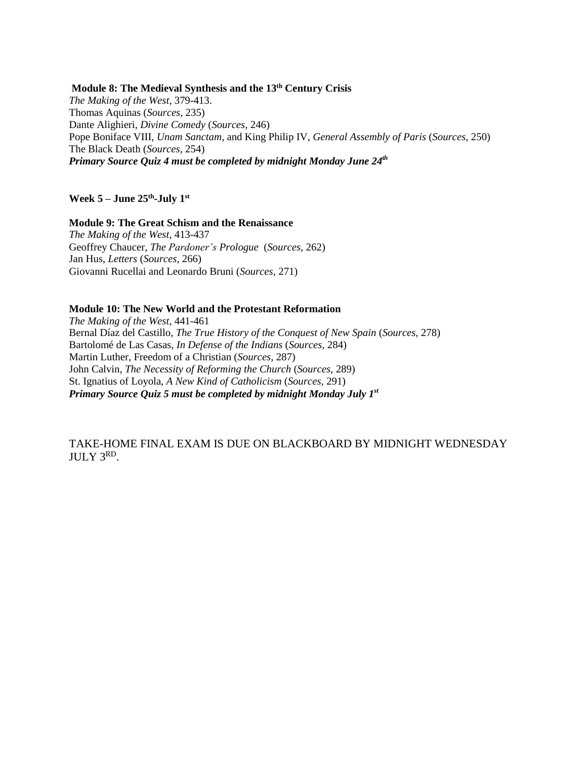**Module 8: The Medieval Synthesis and the 13th Century Crisis**
*The Making of the West*, 379-413.
Thomas Aquinas (*Sources,* 235)
Dante Alighieri, *Divine Comedy* (*Sources,* 246)
Pope Boniface VIII, *Unam Sanctam*, and King Philip IV, *General Assembly of Paris* (*Sources*, 250)
The Black Death (*Sources*, 254)
***Primary Source Quiz 4 must be completed by midnight Monday June 24th***

**Week 5 – June 25th-July 1st**

**Module 9: The Great Schism and the Renaissance**
*The Making of the West*, 413-437
Geoffrey Chaucer, *The Pardoner's Prologue* (*Sources,* 262)
Jan Hus, *Letters* (*Sources*, 266)
Giovanni Rucellai and Leonardo Bruni (*Sources,* 271)

**Module 10: The New World and the Protestant Reformation**
*The Making of the West*, 441-461
Bernal Díaz del Castillo, *The True History of the Conquest of New Spain* (*Sources,* 278)
Bartolomé de Las Casas, *In Defense of the Indians* (*Sources,* 284)
Martin Luther, Freedom of a Christian (*Sources,* 287)
John Calvin, *The Necessity of Reforming the Church* (*Sources,* 289)
St. Ignatius of Loyola, *A New Kind of Catholicism* (*Sources,* 291)
***Primary Source Quiz 5 must be completed by midnight Monday July 1st***

TAKE-HOME FINAL EXAM IS DUE ON BLACKBOARD BY MIDNIGHT WEDNESDAY JULY 3RD.